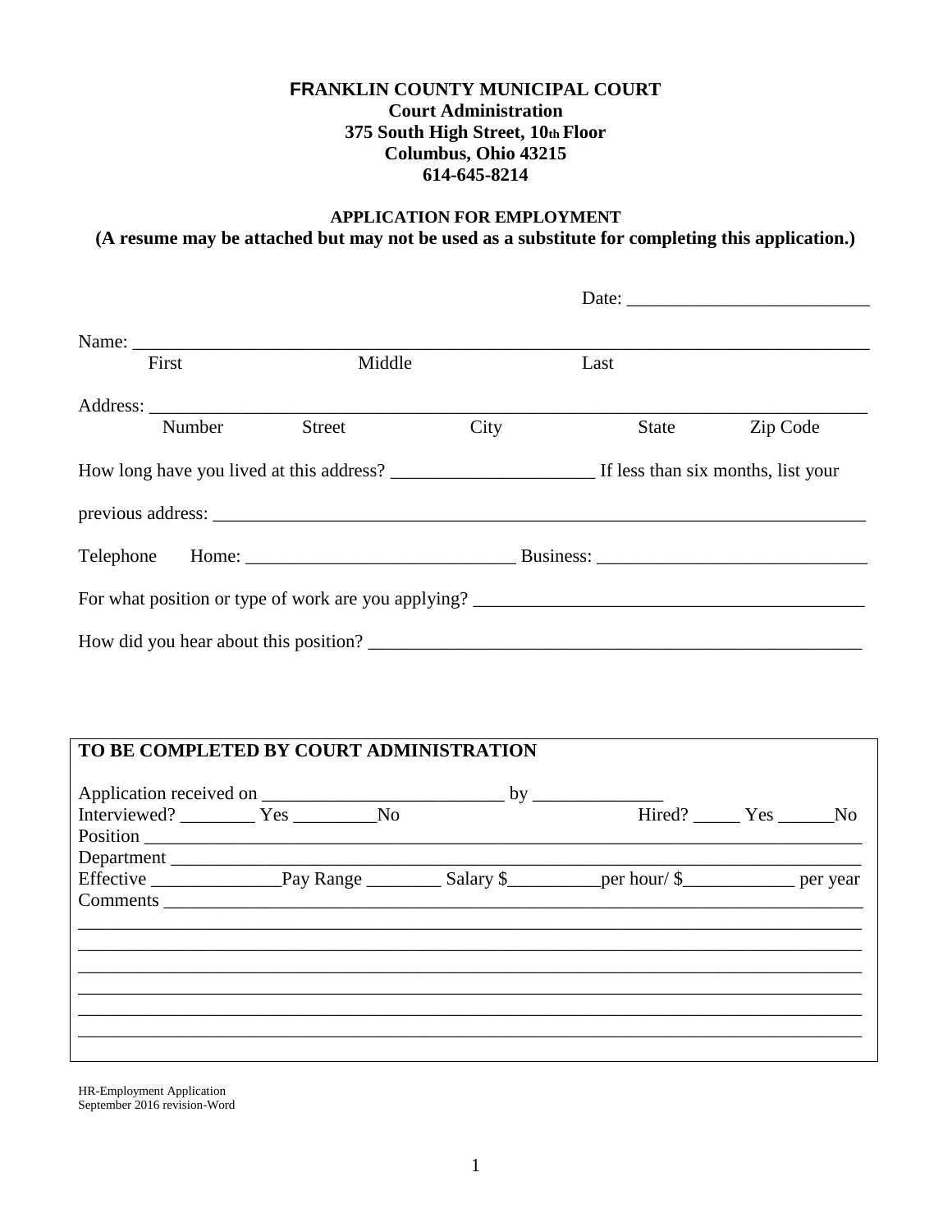# FRANKLIN COUNTY MUNICIPAL COURT

**Court Administration**
**375 South High Street, 10th Floor**
**Columbus, Ohio 43215**
**614-645-8214**

## APPLICATION FOR EMPLOYMENT

**(A resume may be attached but may not be used as a substitute for completing this application.)**

Date: __________________________

Name: ________________________________________________________________________________
First Middle Last

Address: ______________________________________________________________________________
Number Street City State Zip Code

How long have you lived at this address? ______________________ If less than six months, list your previous address: __________________________________________________________________________

Telephone Home: _____________________________ Business: _____________________________

For what position or type of work are you applying? __________________________________________

How did you hear about this position? _____________________________________________________

**TO BE COMPLETED BY COURT ADMINISTRATION**

Application received on __________________________ by ______________

Interviewed? ________ Yes _________No Hired? _____ Yes ______No

Position ______________________________________________________________________________

Department ___________________________________________________________________________

Effective ______________Pay Range ________ Salary $__________per hour/ $____________ per year

Comments ____________________________________________________________________________
______________________________________________________________________________________
______________________________________________________________________________________
______________________________________________________________________________________
______________________________________________________________________________________
______________________________________________________________________________________
______________________________________________________________________________________

HR-Employment Application
September 2016 revision-Word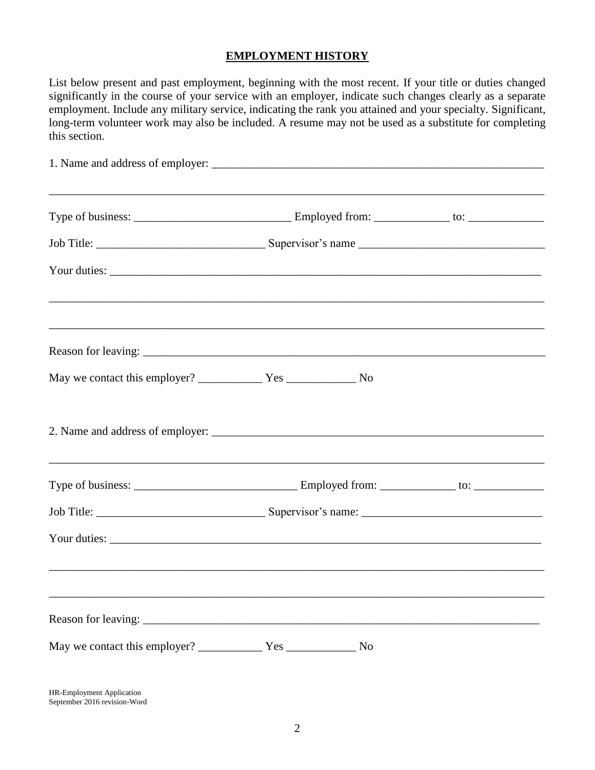## EMPLOYMENT HISTORY

List below present and past employment, beginning with the most recent. If your title or duties changed significantly in the course of your service with an employer, indicate such changes clearly as a separate employment. Include any military service, indicating the rank you attained and your specialty. Significant, long-term volunteer work may also be included. A resume may not be used as a substitute for completing this section.

1. Name and address of employer: ___________________________________________________________

_____________________________________________________________________________________

Type of business: __________________________ Employed from: ____________ to: ____________

Job Title: ___________________________ Supervisor's name _______________________________

Your duties: __________________________________________________________________________

_____________________________________________________________________________________

_____________________________________________________________________________________

Reason for leaving: _____________________________________________________________________

May we contact this employer? __________ Yes ___________ No

2. Name and address of employer: ___________________________________________________________

_____________________________________________________________________________________

Type of business: ___________________________ Employed from: ____________ to: ___________

Job Title: ___________________________ Supervisor's name: _____________________________

Your duties: __________________________________________________________________________

_____________________________________________________________________________________

_____________________________________________________________________________________

Reason for leaving: _____________________________________________________________________

May we contact this employer? __________ Yes ___________ No

HR-Employment Application
September 2016 revision-Word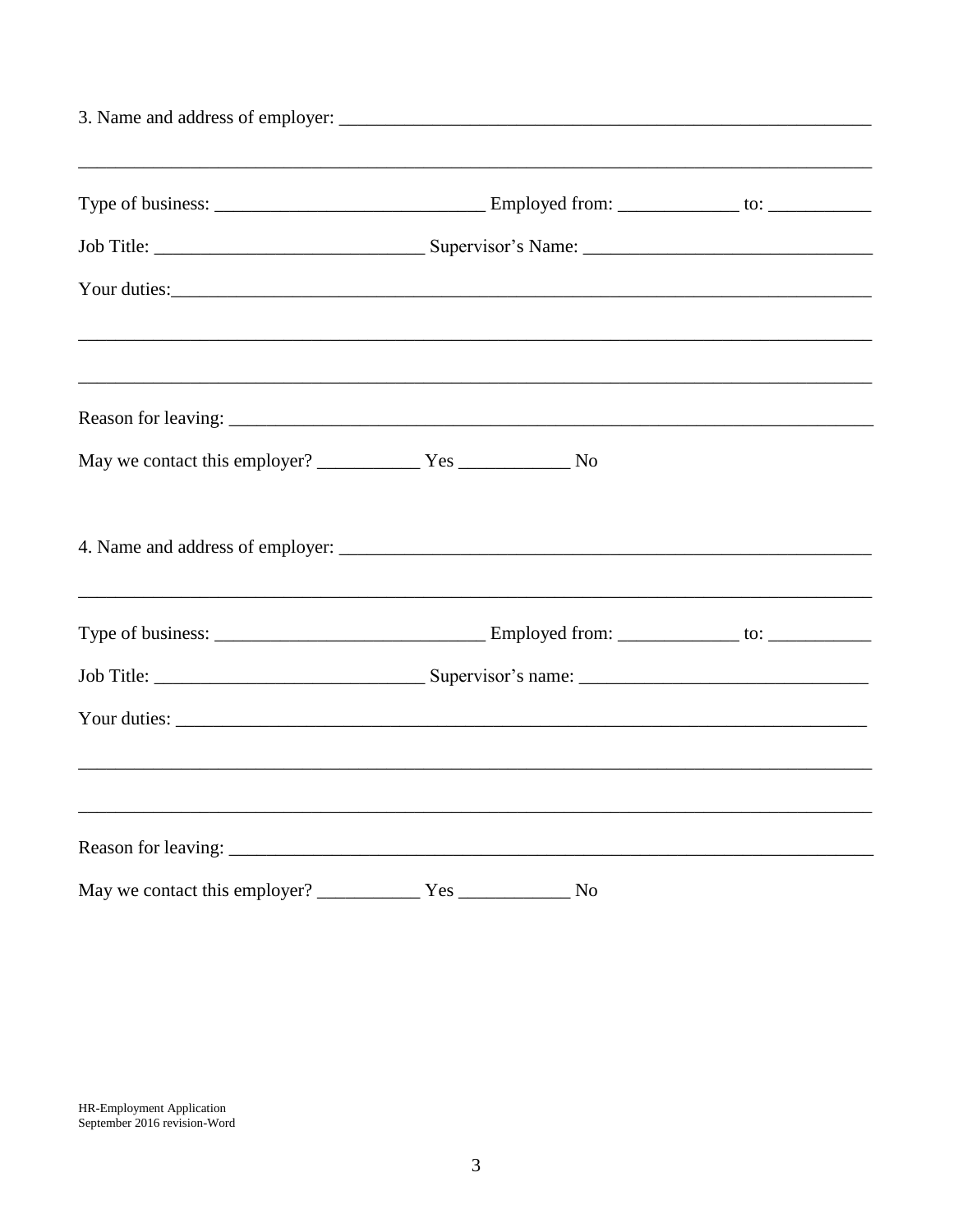3. Name and address of employer: ___________________________________________________________

_____________________________________________________________________________________

Type of business: _____________________________ Employed from: _____________ to: ___________

Job Title: ____________________________ Supervisor's Name: ______________________________

Your duties:___________________________________________________________________________

_____________________________________________________________________________________

_____________________________________________________________________________________

Reason for leaving: _____________________________________________________________________

May we contact this employer? ___________ Yes ____________ No

4. Name and address of employer: ___________________________________________________________

_____________________________________________________________________________________

Type of business: _____________________________ Employed from: _____________ to: ___________

Job Title: ____________________________ Supervisor's name: ______________________________

Your duties: __________________________________________________________________________

_____________________________________________________________________________________

_____________________________________________________________________________________

Reason for leaving: _____________________________________________________________________

May we contact this employer? ___________ Yes ____________ No

HR-Employment Application
September 2016 revision-Word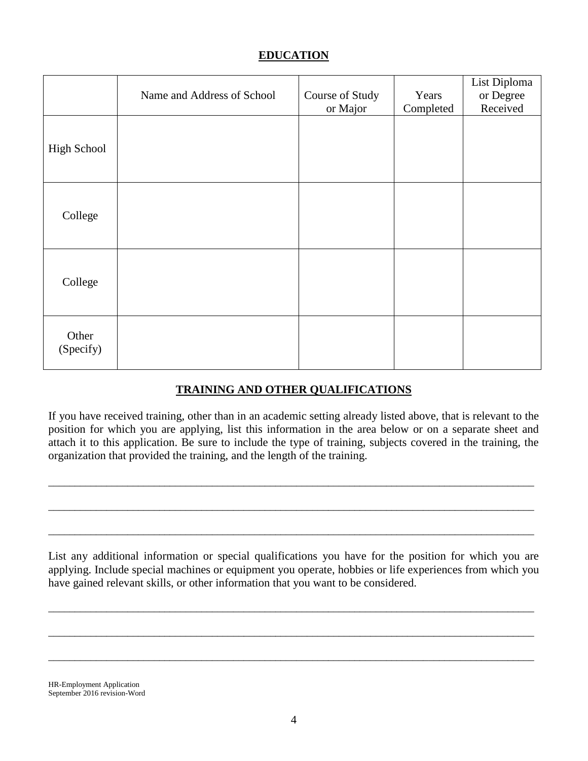## EDUCATION

| | Name and Address of School | Course of Study or Major | Years Completed | List Diploma or Degree Received |
|---|---|---|---|---|
| High School | | | | |
| College | | | | |
| College | | | | |
| Other (Specify) | | | | |

## TRAINING AND OTHER QUALIFICATIONS

If you have received training, other than in an academic setting already listed above, that is relevant to the position for which you are applying, list this information in the area below or on a separate sheet and attach it to this application. Be sure to include the type of training, subjects covered in the training, the organization that provided the training, and the length of the training.

_______________________________________________________________________________

_______________________________________________________________________________

_______________________________________________________________________________

List any additional information or special qualifications you have for the position for which you are applying. Include special machines or equipment you operate, hobbies or life experiences from which you have gained relevant skills, or other information that you want to be considered.

_______________________________________________________________________________

_______________________________________________________________________________

_______________________________________________________________________________

HR-Employment Application
September 2016 revision-Word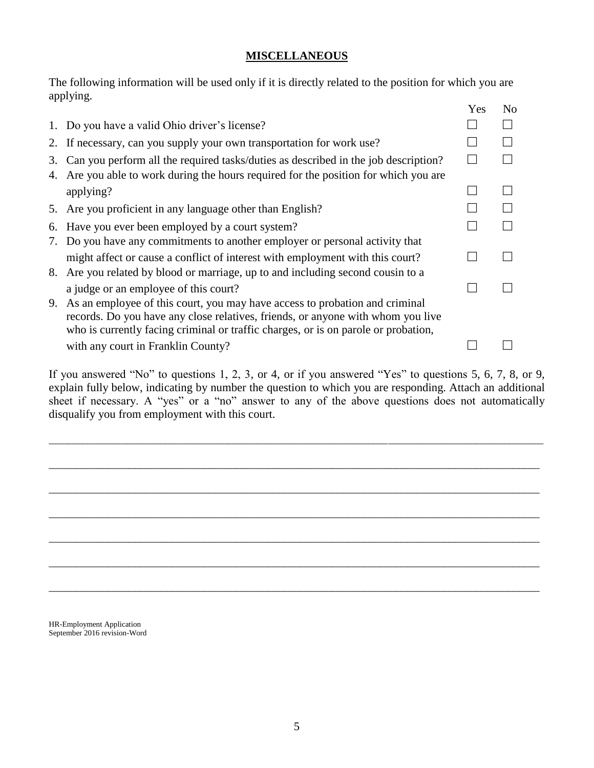## **MISCELLANEOUS**

The following information will be used only if it is directly related to the position for which you are applying.

| | Question | Yes | No |
|---|---|---|---|
| 1. | Do you have a valid Ohio driver's license? | ☐ | ☐ |
| 2. | If necessary, can you supply your own transportation for work use? | ☐ | ☐ |
| 3. | Can you perform all the required tasks/duties as described in the job description? | ☐ | ☐ |
| 4. | Are you able to work during the hours required for the position for which you are applying? | ☐ | ☐ |
| 5. | Are you proficient in any language other than English? | ☐ | ☐ |
| 6. | Have you ever been employed by a court system? | ☐ | ☐ |
| 7. | Do you have any commitments to another employer or personal activity that might affect or cause a conflict of interest with employment with this court? | ☐ | ☐ |
| 8. | Are you related by blood or marriage, up to and including second cousin to a a judge or an employee of this court? | ☐ | ☐ |
| 9. | As an employee of this court, you may have access to probation and criminal records. Do you have any close relatives, friends, or anyone with whom you live who is currently facing criminal or traffic charges, or is on parole or probation, with any court in Franklin County? | ☐ | ☐ |

If you answered "No" to questions 1, 2, 3, or 4, or if you answered "Yes" to questions 5, 6, 7, 8, or 9, explain fully below, indicating by number the question to which you are responding. Attach an additional sheet if necessary. A "yes" or a "no" answer to any of the above questions does not automatically disqualify you from employment with this court.

\_\_\_\_\_\_\_\_\_\_\_\_\_\_\_\_\_\_\_\_\_\_\_\_\_\_\_\_\_\_\_\_\_\_\_\_\_\_\_\_\_\_\_\_\_\_\_\_\_\_\_\_\_\_\_\_\_\_\_\_\_\_\_\_\_\_\_\_\_\_\_\_\_\_\_\_\_\_

\_\_\_\_\_\_\_\_\_\_\_\_\_\_\_\_\_\_\_\_\_\_\_\_\_\_\_\_\_\_\_\_\_\_\_\_\_\_\_\_\_\_\_\_\_\_\_\_\_\_\_\_\_\_\_\_\_\_\_\_\_\_\_\_\_\_\_\_\_\_\_\_\_\_\_\_\_\_

\_\_\_\_\_\_\_\_\_\_\_\_\_\_\_\_\_\_\_\_\_\_\_\_\_\_\_\_\_\_\_\_\_\_\_\_\_\_\_\_\_\_\_\_\_\_\_\_\_\_\_\_\_\_\_\_\_\_\_\_\_\_\_\_\_\_\_\_\_\_\_\_\_\_\_\_\_\_

\_\_\_\_\_\_\_\_\_\_\_\_\_\_\_\_\_\_\_\_\_\_\_\_\_\_\_\_\_\_\_\_\_\_\_\_\_\_\_\_\_\_\_\_\_\_\_\_\_\_\_\_\_\_\_\_\_\_\_\_\_\_\_\_\_\_\_\_\_\_\_\_\_\_\_\_\_\_

\_\_\_\_\_\_\_\_\_\_\_\_\_\_\_\_\_\_\_\_\_\_\_\_\_\_\_\_\_\_\_\_\_\_\_\_\_\_\_\_\_\_\_\_\_\_\_\_\_\_\_\_\_\_\_\_\_\_\_\_\_\_\_\_\_\_\_\_\_\_\_\_\_\_\_\_\_\_

\_\_\_\_\_\_\_\_\_\_\_\_\_\_\_\_\_\_\_\_\_\_\_\_\_\_\_\_\_\_\_\_\_\_\_\_\_\_\_\_\_\_\_\_\_\_\_\_\_\_\_\_\_\_\_\_\_\_\_\_\_\_\_\_\_\_\_\_\_\_\_\_\_\_\_\_\_\_

\_\_\_\_\_\_\_\_\_\_\_\_\_\_\_\_\_\_\_\_\_\_\_\_\_\_\_\_\_\_\_\_\_\_\_\_\_\_\_\_\_\_\_\_\_\_\_\_\_\_\_\_\_\_\_\_\_\_\_\_\_\_\_\_\_\_\_\_\_\_\_\_\_\_\_\_\_\_

HR-Employment Application
September 2016 revision-Word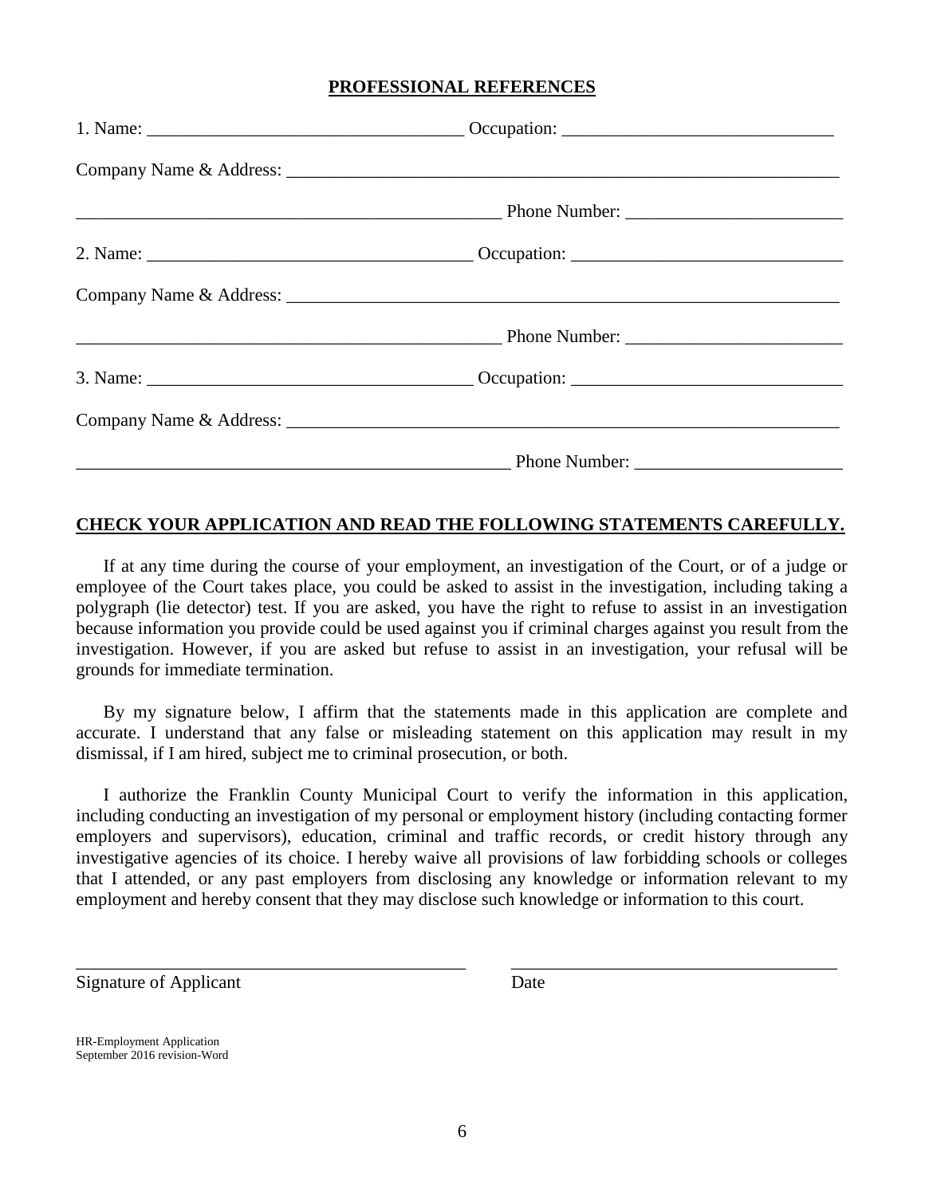**PROFESSIONAL REFERENCES**

1. Name: ________________________________ Occupation: ____________________________

Company Name & Address: ____________________________________________________________

______________________________________________ Phone Number: ________________________

2. Name: ________________________________ Occupation: ____________________________

Company Name & Address: ____________________________________________________________

______________________________________________ Phone Number: ________________________

3. Name: ________________________________ Occupation: ____________________________

Company Name & Address: ____________________________________________________________

______________________________________________ Phone Number: ________________________

**CHECK YOUR APPLICATION AND READ THE FOLLOWING STATEMENTS CAREFULLY.**

If at any time during the course of your employment, an investigation of the Court, or of a judge or employee of the Court takes place, you could be asked to assist in the investigation, including taking a polygraph (lie detector) test. If you are asked, you have the right to refuse to assist in an investigation because information you provide could be used against you if criminal charges against you result from the investigation. However, if you are asked but refuse to assist in an investigation, your refusal will be grounds for immediate termination.

By my signature below, I affirm that the statements made in this application are complete and accurate. I understand that any false or misleading statement on this application may result in my dismissal, if I am hired, subject me to criminal prosecution, or both.

I authorize the Franklin County Municipal Court to verify the information in this application, including conducting an investigation of my personal or employment history (including contacting former employers and supervisors), education, criminal and traffic records, or credit history through any investigative agencies of its choice. I hereby waive all provisions of law forbidding schools or colleges that I attended, or any past employers from disclosing any knowledge or information relevant to my employment and hereby consent that they may disclose such knowledge or information to this court.

________________________________________ ________________________________

Signature of Applicant Date

HR-Employment Application
September 2016 revision-Word